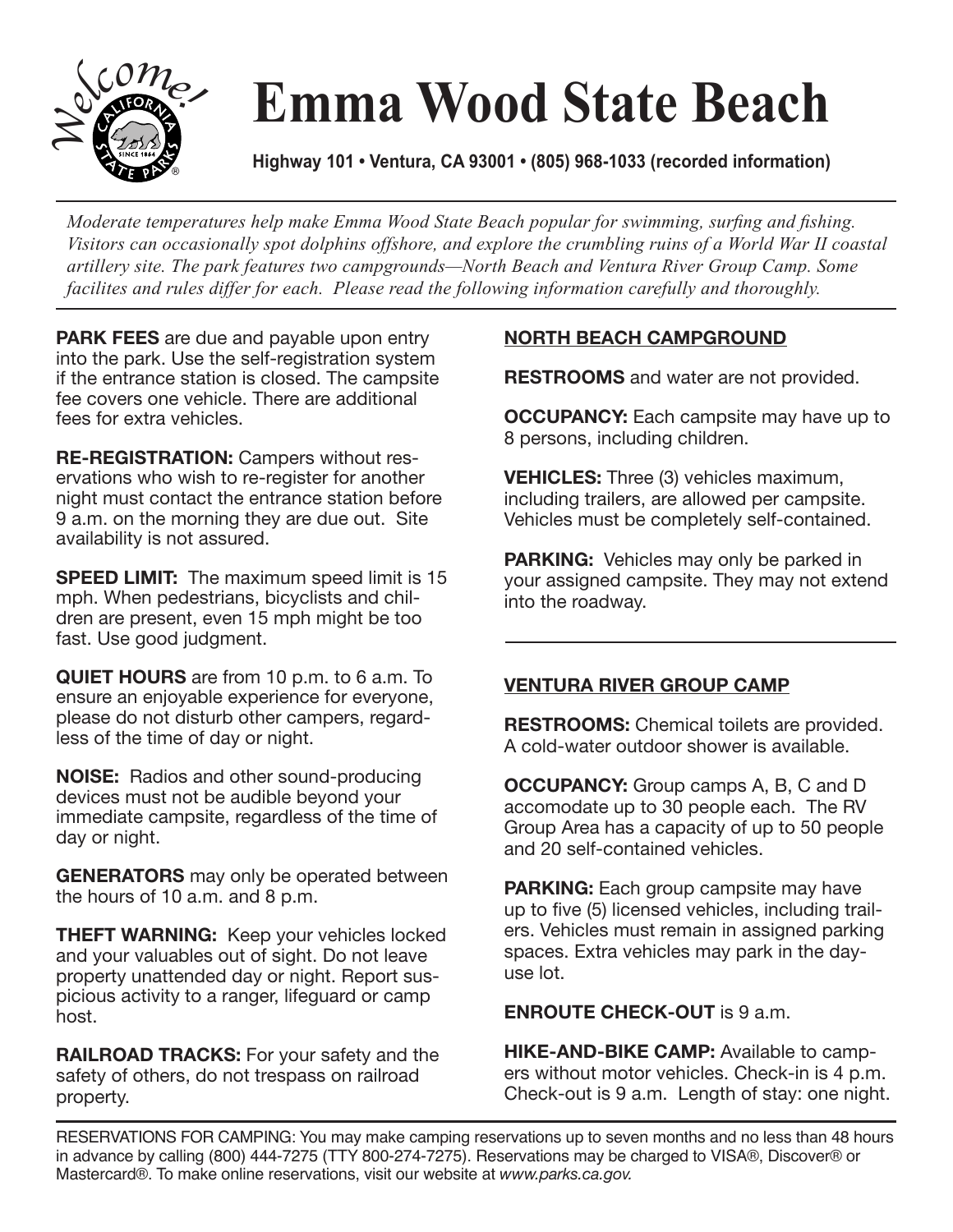# Emma Wood State Beach

**Highway 101 • Ventura, CA 93001 • (805) 968-1033 (recorded information)**

*Moderate temperatures help make Emma Wood State Beach popular for swimming, surfing and fishing. Visitors can occasionally spot dolphins offshore, and explore the crumbling ruins of a World War II coastal artillery site. The park features two campgrounds—North Beach and Ventura River Group Camp. Some facilites and rules differ for each. Please read the following information carefully and thoroughly.*

**PARK FEES** are due and payable upon entry into the park. Use the self-registration system if the entrance station is closed. The campsite fee covers one vehicle. There are additional fees for extra vehicles.

**RE-REGISTRATION:** Campers without reservations who wish to re-register for another night must contact the entrance station before 9 a.m. on the morning they are due out. Site availability is not assured.

**SPEED LIMIT:** The maximum speed limit is 15 mph. When pedestrians, bicyclists and children are present, even 15 mph might be too fast. Use good judgment.

**QUIET HOURS** are from 10 p.m. to 6 a.m. To ensure an enjoyable experience for everyone, please do not disturb other campers, regardless of the time of day or night.

**NOISE:** Radios and other sound-producing devices must not be audible beyond your immediate campsite, regardless of the time of day or night.

**GENERATORS** may only be operated between the hours of 10 a.m. and 8 p.m.

**THEFT WARNING:** Keep your vehicles locked and your valuables out of sight. Do not leave property unattended day or night. Report suspicious activity to a ranger, lifeguard or camp host.

**RAILROAD TRACKS:** For your safety and the safety of others, do not trespass on railroad property.

## NORTH BEACH CAMPGROUND

**RESTROOMS** and water are not provided.

**OCCUPANCY:** Each campsite may have up to 8 persons, including children.

**VEHICLES:** Three (3) vehicles maximum, including trailers, are allowed per campsite. Vehicles must be completely self-contained.

**PARKING:** Vehicles may only be parked in your assigned campsite. They may not extend into the roadway.

## VENTURA RIVER GROUP CAMP

**RESTROOMS:** Chemical toilets are provided. A cold-water outdoor shower is available.

**OCCUPANCY:** Group camps A, B, C and D accomodate up to 30 people each. The RV Group Area has a capacity of up to 50 people and 20 self-contained vehicles.

**PARKING:** Each group campsite may have up to five (5) licensed vehicles, including trailers. Vehicles must remain in assigned parking spaces. Extra vehicles may park in the day-use lot.

**ENROUTE CHECK-OUT** is 9 a.m.

**HIKE-AND-BIKE CAMP:** Available to campers without motor vehicles. Check-in is 4 p.m. Check-out is 9 a.m. Length of stay: one night.

RESERVATIONS FOR CAMPING: You may make camping reservations up to seven months and no less than 48 hours in advance by calling (800) 444-7275 (TTY 800-274-7275). Reservations may be charged to VISA®, Discover® or Mastercard®. To make online reservations, visit our website at *www.parks.ca.gov.*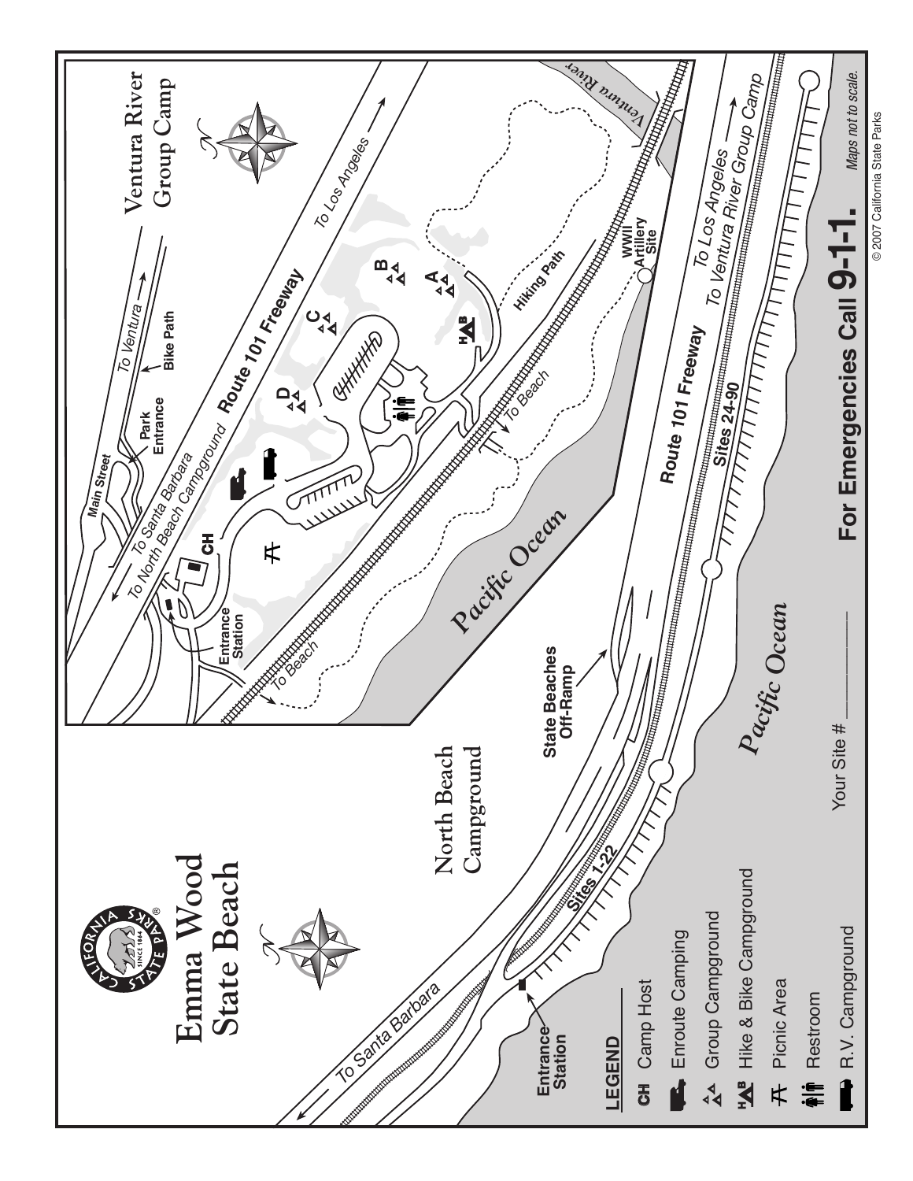# Emma Wood State Beach

## North Beach Campground

To Santa Barbara

Entrance Station

Sites 1-22

State Beaches Off-Ramp

Route 101 Freeway

Sites 24-90

To Los Angeles
To Ventura River Group Camp

Pacific Ocean

## Ventura River Group Camp

Main Street

Park Entrance

To Ventura

Bike Path

To Santa Barbara
To North Beach Campground

Route 101 Freeway

To Los Angeles

Entrance Station

CH

To Beach

To Beach

Hiking Path

WWII Artillery Site

Ventura River

Pacific Ocean

A B C D

**LEGEND**

- CH Camp Host
- Enroute Camping
- Group Campground
- Hike & Bike Campground
- Picnic Area
- Restroom
- R.V. Campground

Your Site # ________

**For Emergencies Call 9-1-1.**

*Maps not to scale.*

© 2007 California State Parks